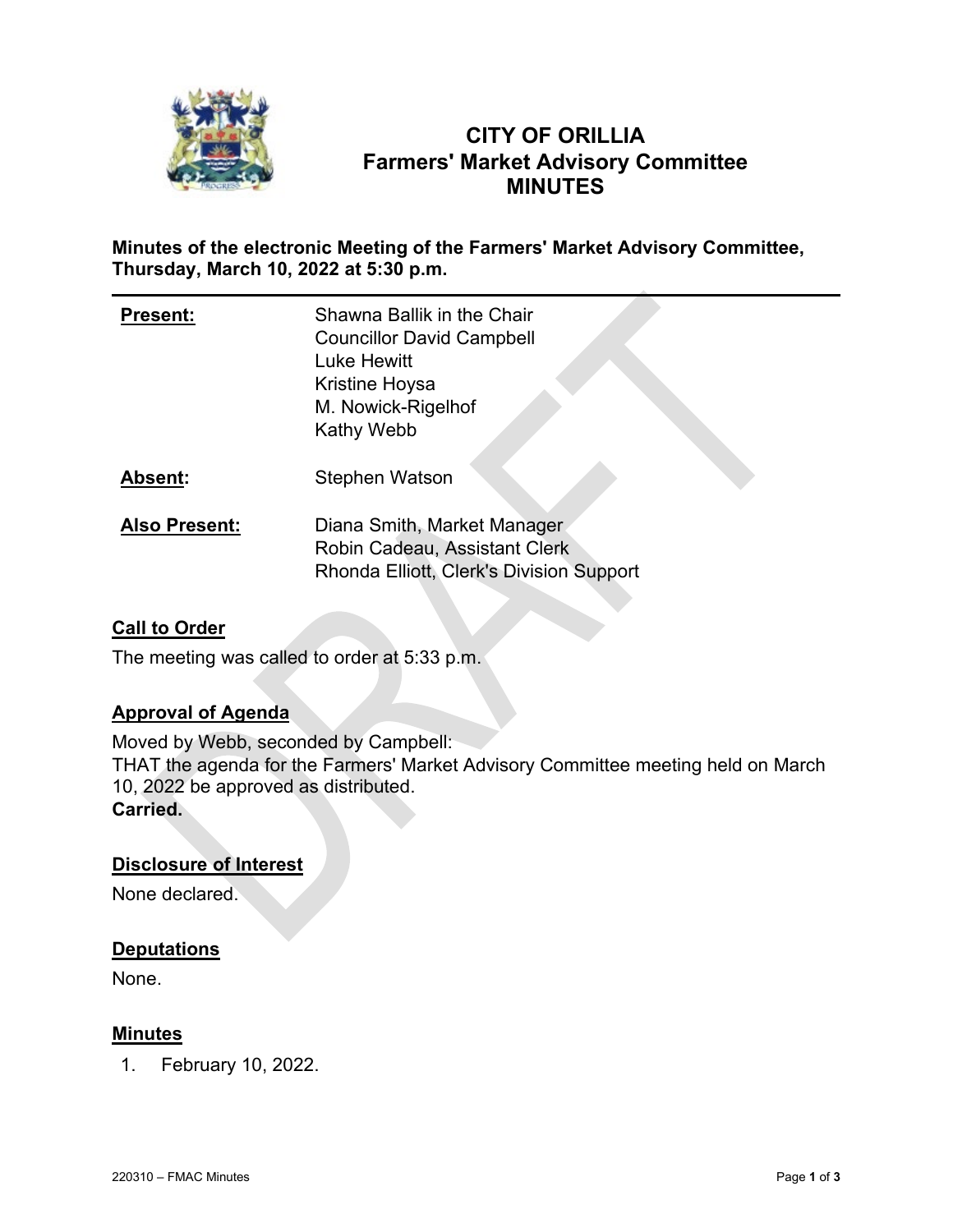# CITY OF ORILLIA
## Farmers' Market Advisory Committee
## MINUTES

**Minutes of the electronic Meeting of the Farmers' Market Advisory Committee, Thursday, March 10, 2022 at 5:30 p.m.**

| | |
|---|---|
| **Present:** | Shawna Ballik in the Chair<br>Councillor David Campbell<br>Luke Hewitt<br>Kristine Hoysa<br>M. Nowick-Rigelhof<br>Kathy Webb |
| **Absent:** | Stephen Watson |
| **Also Present:** | Diana Smith, Market Manager<br>Robin Cadeau, Assistant Clerk<br>Rhonda Elliott, Clerk's Division Support |

### Call to Order

The meeting was called to order at 5:33 p.m.

### Approval of Agenda

Moved by Webb, seconded by Campbell:
THAT the agenda for the Farmers' Market Advisory Committee meeting held on March 10, 2022 be approved as distributed.
**Carried.**

### Disclosure of Interest

None declared.

### Deputations

None.

### Minutes

1. February 10, 2022.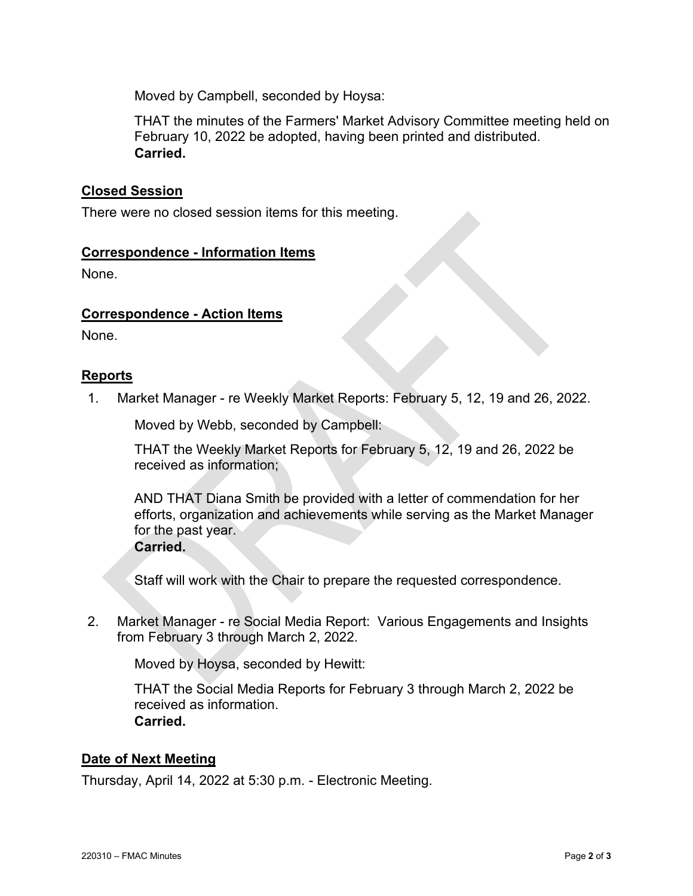Moved by Campbell, seconded by Hoysa:

THAT the minutes of the Farmers' Market Advisory Committee meeting held on February 10, 2022 be adopted, having been printed and distributed.
**Carried.**

## Closed Session

There were no closed session items for this meeting.

## Correspondence - Information Items

None.

## Correspondence - Action Items

None.

## Reports

1. Market Manager - re Weekly Market Reports: February 5, 12, 19 and 26, 2022.

   Moved by Webb, seconded by Campbell:

   THAT the Weekly Market Reports for February 5, 12, 19 and 26, 2022 be received as information;

   AND THAT Diana Smith be provided with a letter of commendation for her efforts, organization and achievements while serving as the Market Manager for the past year.
   **Carried.**

   Staff will work with the Chair to prepare the requested correspondence.

2. Market Manager - re Social Media Report: Various Engagements and Insights from February 3 through March 2, 2022.

   Moved by Hoysa, seconded by Hewitt:

   THAT the Social Media Reports for February 3 through March 2, 2022 be received as information.
   **Carried.**

## Date of Next Meeting

Thursday, April 14, 2022 at 5:30 p.m. - Electronic Meeting.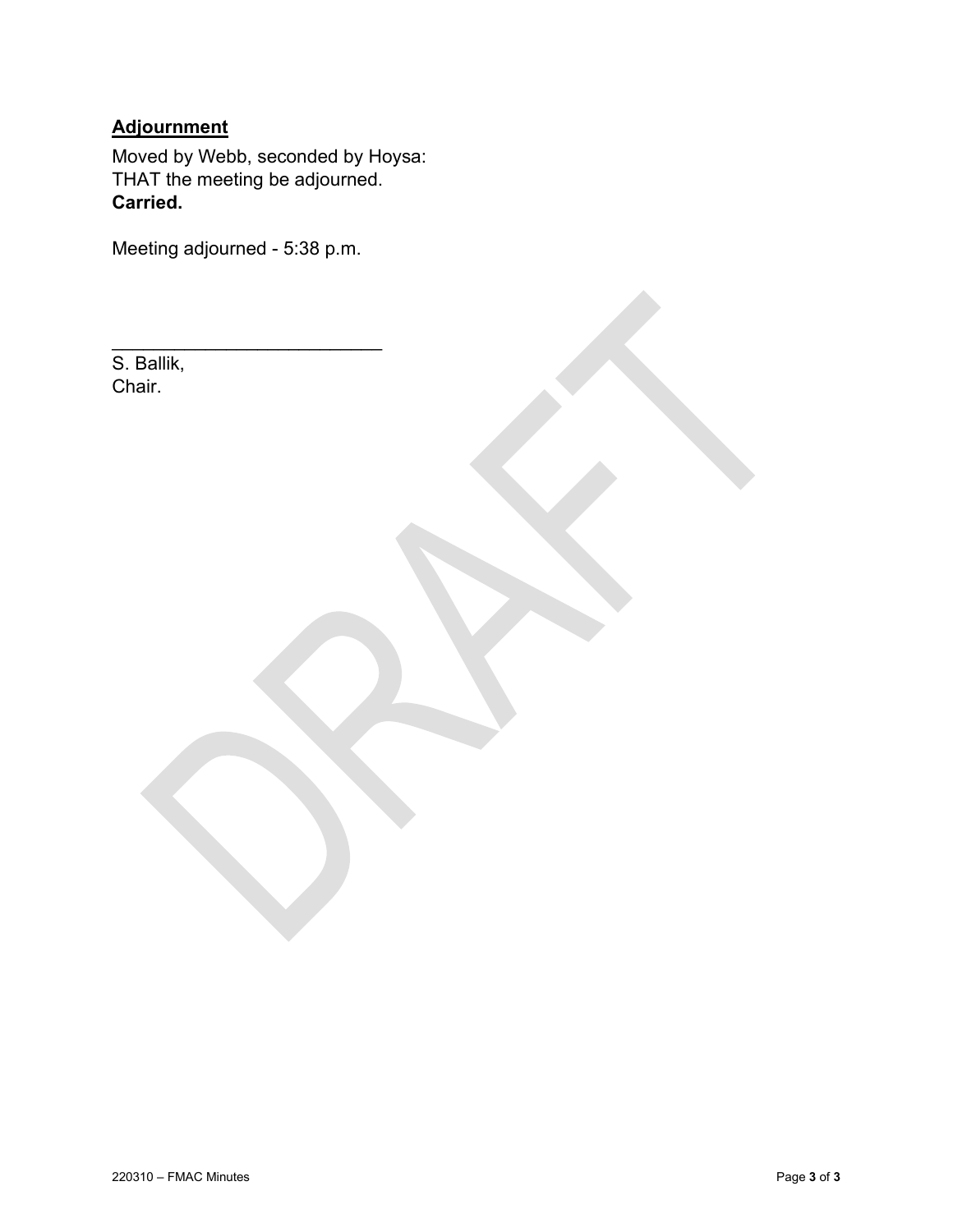## Adjournment

Moved by Webb, seconded by Hoysa:
THAT the meeting be adjourned.
**Carried.**

Meeting adjourned - 5:38 p.m.

___________________________
S. Ballik,
Chair.